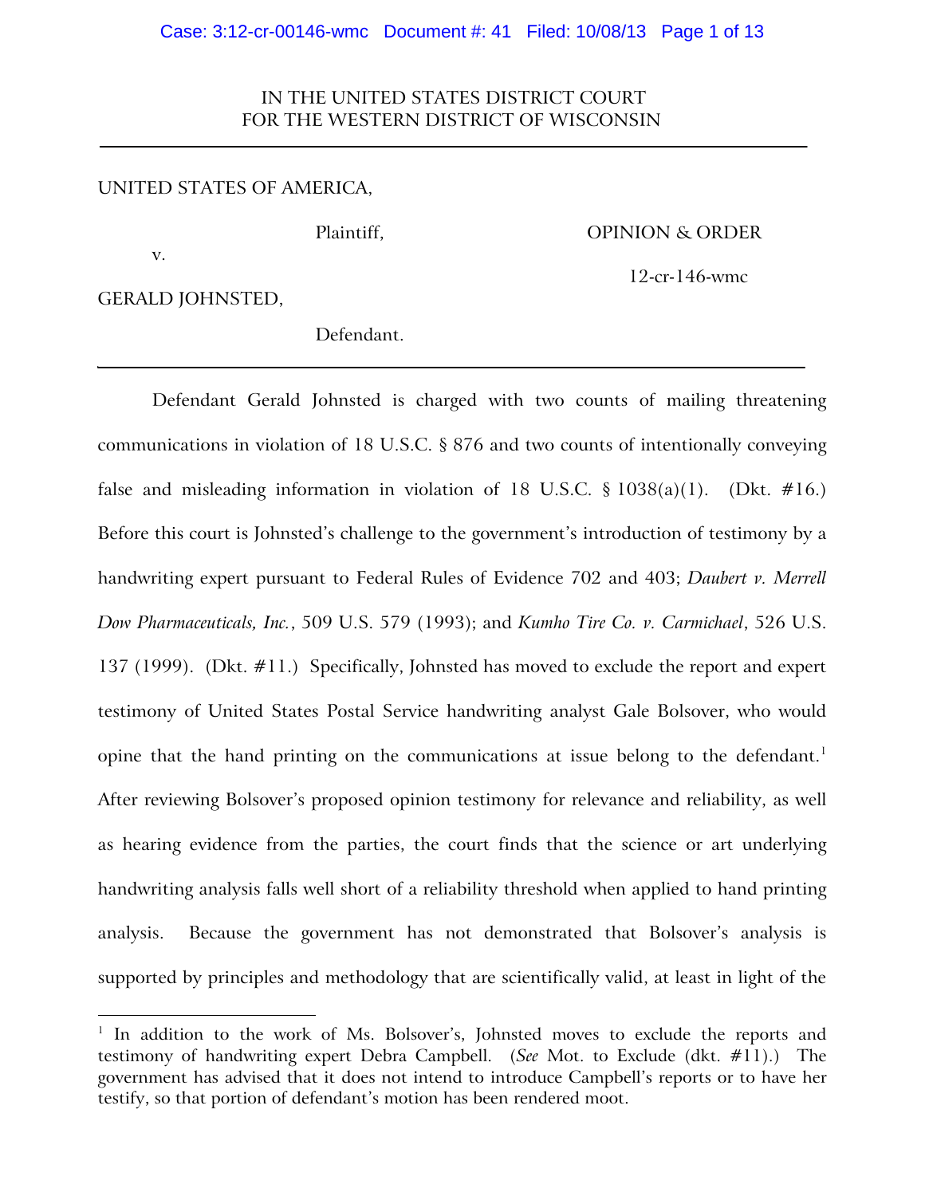IN THE UNITED STATES DISTRICT COURT
FOR THE WESTERN DISTRICT OF WISCONSIN

---

UNITED STATES OF AMERICA,

Plaintiff,

v.

GERALD JOHNSTED,

Defendant.

OPINION & ORDER

12-cr-146-wmc

---

Defendant Gerald Johnsted is charged with two counts of mailing threatening communications in violation of 18 U.S.C. § 876 and two counts of intentionally conveying false and misleading information in violation of 18 U.S.C. § 1038(a)(1). (Dkt. #16.) Before this court is Johnsted's challenge to the government's introduction of testimony by a handwriting expert pursuant to Federal Rules of Evidence 702 and 403; *Daubert v. Merrell Dow Pharmaceuticals, Inc.*, 509 U.S. 579 (1993); and *Kumho Tire Co. v. Carmichael*, 526 U.S. 137 (1999). (Dkt. #11.) Specifically, Johnsted has moved to exclude the report and expert testimony of United States Postal Service handwriting analyst Gale Bolsover, who would opine that the hand printing on the communications at issue belong to the defendant.[1] After reviewing Bolsover's proposed opinion testimony for relevance and reliability, as well as hearing evidence from the parties, the court finds that the science or art underlying handwriting analysis falls well short of a reliability threshold when applied to hand printing analysis. Because the government has not demonstrated that Bolsover's analysis is supported by principles and methodology that are scientifically valid, at least in light of the

---

[1] In addition to the work of Ms. Bolsover's, Johnsted moves to exclude the reports and testimony of handwriting expert Debra Campbell. (*See* Mot. to Exclude (dkt. #11).) The government has advised that it does not intend to introduce Campbell's reports or to have her testify, so that portion of defendant's motion has been rendered moot.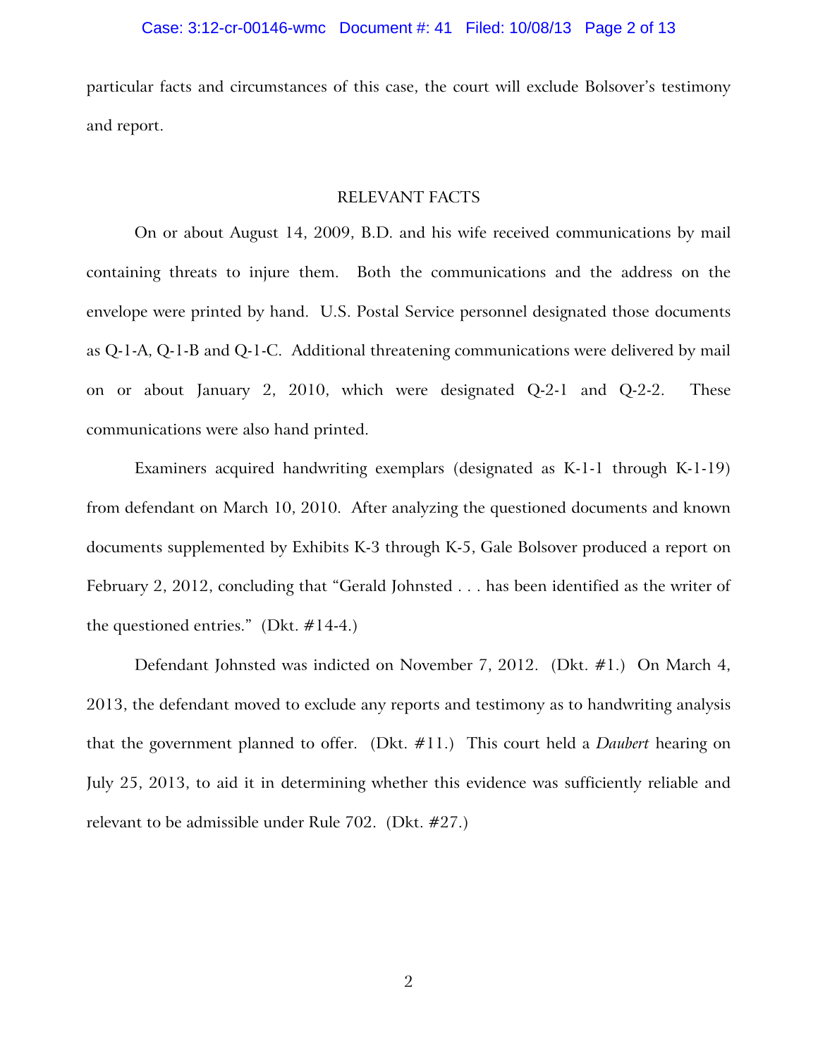particular facts and circumstances of this case, the court will exclude Bolsover's testimony and report.

## RELEVANT FACTS

On or about August 14, 2009, B.D. and his wife received communications by mail containing threats to injure them. Both the communications and the address on the envelope were printed by hand. U.S. Postal Service personnel designated those documents as Q-1-A, Q-1-B and Q-1-C. Additional threatening communications were delivered by mail on or about January 2, 2010, which were designated Q-2-1 and Q-2-2. These communications were also hand printed.

Examiners acquired handwriting exemplars (designated as K-1-1 through K-1-19) from defendant on March 10, 2010. After analyzing the questioned documents and known documents supplemented by Exhibits K-3 through K-5, Gale Bolsover produced a report on February 2, 2012, concluding that "Gerald Johnsted . . . has been identified as the writer of the questioned entries." (Dkt. #14-4.)

Defendant Johnsted was indicted on November 7, 2012. (Dkt. #1.) On March 4, 2013, the defendant moved to exclude any reports and testimony as to handwriting analysis that the government planned to offer. (Dkt. #11.) This court held a *Daubert* hearing on July 25, 2013, to aid it in determining whether this evidence was sufficiently reliable and relevant to be admissible under Rule 702. (Dkt. #27.)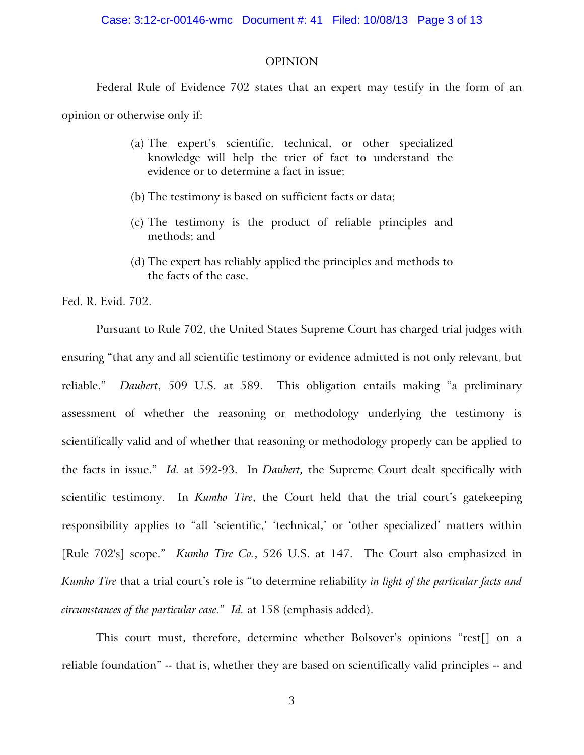# OPINION

Federal Rule of Evidence 702 states that an expert may testify in the form of an opinion or otherwise only if:

> (a) The expert's scientific, technical, or other specialized knowledge will help the trier of fact to understand the evidence or to determine a fact in issue;
>
> (b) The testimony is based on sufficient facts or data;
>
> (c) The testimony is the product of reliable principles and methods; and
>
> (d) The expert has reliably applied the principles and methods to the facts of the case.

Fed. R. Evid. 702.

Pursuant to Rule 702, the United States Supreme Court has charged trial judges with ensuring "that any and all scientific testimony or evidence admitted is not only relevant, but reliable." *Daubert*, 509 U.S. at 589. This obligation entails making "a preliminary assessment of whether the reasoning or methodology underlying the testimony is scientifically valid and of whether that reasoning or methodology properly can be applied to the facts in issue." *Id.* at 592-93. In *Daubert,* the Supreme Court dealt specifically with scientific testimony. In *Kumho Tire*, the Court held that the trial court's gatekeeping responsibility applies to "all 'scientific,' 'technical,' or 'other specialized' matters within [Rule 702's] scope." *Kumho Tire Co.*, 526 U.S. at 147. The Court also emphasized in *Kumho Tire* that a trial court's role is "to determine reliability *in light of the particular facts and circumstances of the particular case." Id.* at 158 (emphasis added).

This court must, therefore, determine whether Bolsover's opinions "rest[] on a reliable foundation" -- that is, whether they are based on scientifically valid principles -- and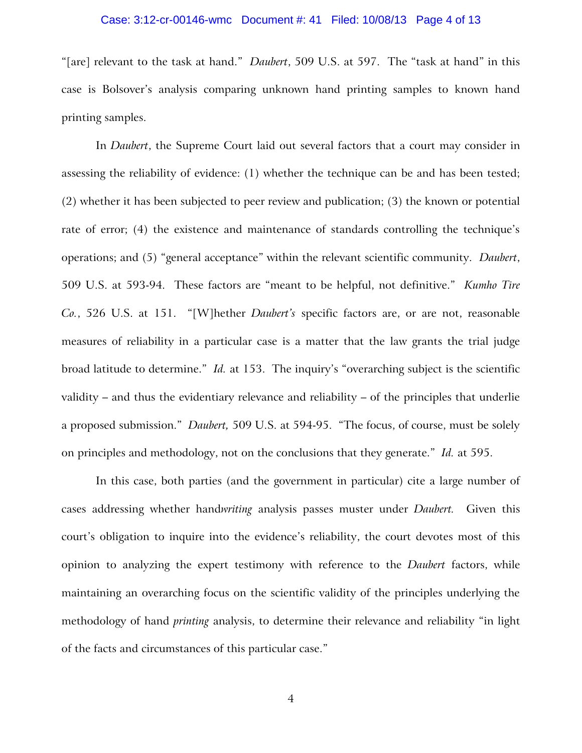"[are] relevant to the task at hand." *Daubert*, 509 U.S. at 597. The "task at hand" in this case is Bolsover's analysis comparing unknown hand printing samples to known hand printing samples.

In *Daubert*, the Supreme Court laid out several factors that a court may consider in assessing the reliability of evidence: (1) whether the technique can be and has been tested; (2) whether it has been subjected to peer review and publication; (3) the known or potential rate of error; (4) the existence and maintenance of standards controlling the technique's operations; and (5) "general acceptance" within the relevant scientific community. *Daubert*, 509 U.S. at 593-94. These factors are "meant to be helpful, not definitive." *Kumho Tire Co.*, 526 U.S. at 151. "[W]hether *Daubert's* specific factors are, or are not, reasonable measures of reliability in a particular case is a matter that the law grants the trial judge broad latitude to determine." *Id.* at 153. The inquiry's "overarching subject is the scientific validity – and thus the evidentiary relevance and reliability – of the principles that underlie a proposed submission." *Daubert,* 509 U.S. at 594-95. "The focus, of course, must be solely on principles and methodology, not on the conclusions that they generate." *Id.* at 595.

In this case, both parties (and the government in particular) cite a large number of cases addressing whether hand*writing* analysis passes muster under *Daubert.* Given this court's obligation to inquire into the evidence's reliability, the court devotes most of this opinion to analyzing the expert testimony with reference to the *Daubert* factors, while maintaining an overarching focus on the scientific validity of the principles underlying the methodology of hand *printing* analysis, to determine their relevance and reliability "in light of the facts and circumstances of this particular case."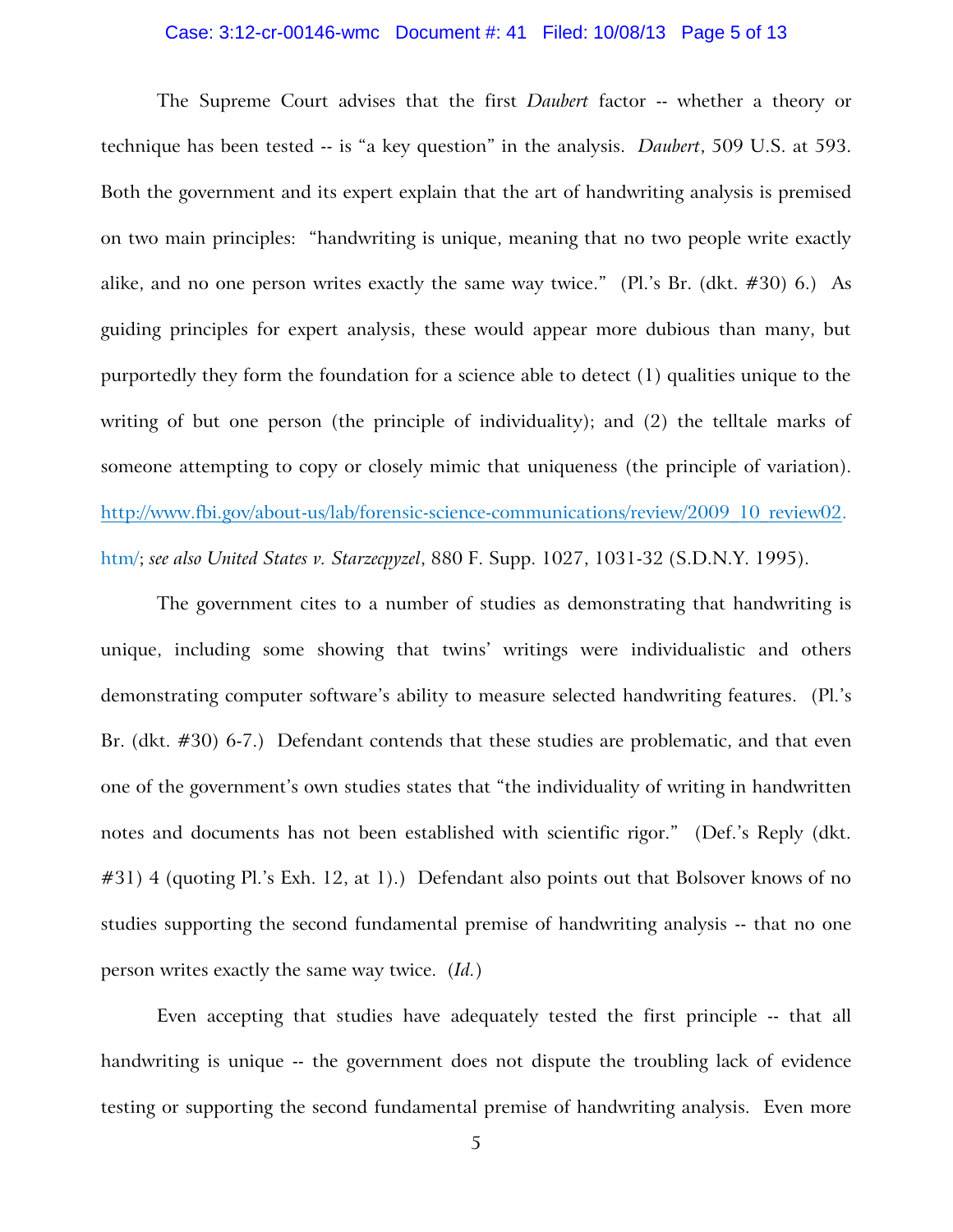The Supreme Court advises that the first *Daubert* factor -- whether a theory or technique has been tested -- is "a key question" in the analysis. *Daubert*, 509 U.S. at 593. Both the government and its expert explain that the art of handwriting analysis is premised on two main principles: "handwriting is unique, meaning that no two people write exactly alike, and no one person writes exactly the same way twice." (Pl.'s Br. (dkt. #30) 6.) As guiding principles for expert analysis, these would appear more dubious than many, but purportedly they form the foundation for a science able to detect (1) qualities unique to the writing of but one person (the principle of individuality); and (2) the telltale marks of someone attempting to copy or closely mimic that uniqueness (the principle of variation). http://www.fbi.gov/about-us/lab/forensic-science-communications/review/2009_10_review02.htm/; *see also United States v. Starzecpyzel*, 880 F. Supp. 1027, 1031-32 (S.D.N.Y. 1995).

The government cites to a number of studies as demonstrating that handwriting is unique, including some showing that twins' writings were individualistic and others demonstrating computer software's ability to measure selected handwriting features. (Pl.'s Br. (dkt. #30) 6-7.) Defendant contends that these studies are problematic, and that even one of the government's own studies states that "the individuality of writing in handwritten notes and documents has not been established with scientific rigor." (Def.'s Reply (dkt. #31) 4 (quoting Pl.'s Exh. 12, at 1).) Defendant also points out that Bolsover knows of no studies supporting the second fundamental premise of handwriting analysis -- that no one person writes exactly the same way twice. (*Id.*)

Even accepting that studies have adequately tested the first principle -- that all handwriting is unique -- the government does not dispute the troubling lack of evidence testing or supporting the second fundamental premise of handwriting analysis. Even more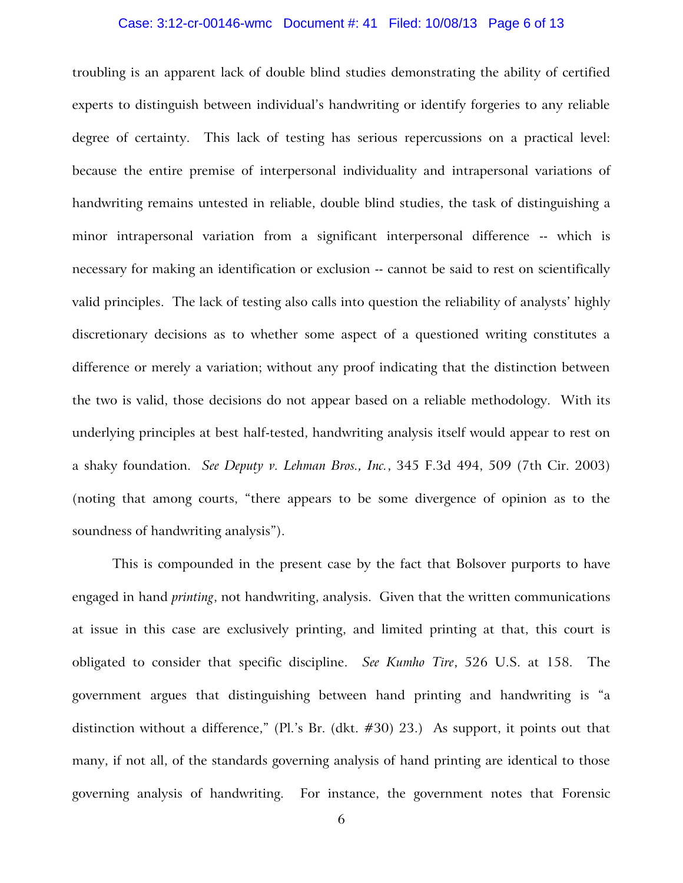troubling is an apparent lack of double blind studies demonstrating the ability of certified experts to distinguish between individual's handwriting or identify forgeries to any reliable degree of certainty. This lack of testing has serious repercussions on a practical level: because the entire premise of interpersonal individuality and intrapersonal variations of handwriting remains untested in reliable, double blind studies, the task of distinguishing a minor intrapersonal variation from a significant interpersonal difference -- which is necessary for making an identification or exclusion -- cannot be said to rest on scientifically valid principles. The lack of testing also calls into question the reliability of analysts' highly discretionary decisions as to whether some aspect of a questioned writing constitutes a difference or merely a variation; without any proof indicating that the distinction between the two is valid, those decisions do not appear based on a reliable methodology. With its underlying principles at best half-tested, handwriting analysis itself would appear to rest on a shaky foundation. *See Deputy v. Lehman Bros., Inc.*, 345 F.3d 494, 509 (7th Cir. 2003) (noting that among courts, "there appears to be some divergence of opinion as to the soundness of handwriting analysis").

This is compounded in the present case by the fact that Bolsover purports to have engaged in hand *printing*, not handwriting, analysis. Given that the written communications at issue in this case are exclusively printing, and limited printing at that, this court is obligated to consider that specific discipline. *See Kumho Tire*, 526 U.S. at 158. The government argues that distinguishing between hand printing and handwriting is "a distinction without a difference," (Pl.'s Br. (dkt. #30) 23.) As support, it points out that many, if not all, of the standards governing analysis of hand printing are identical to those governing analysis of handwriting. For instance, the government notes that Forensic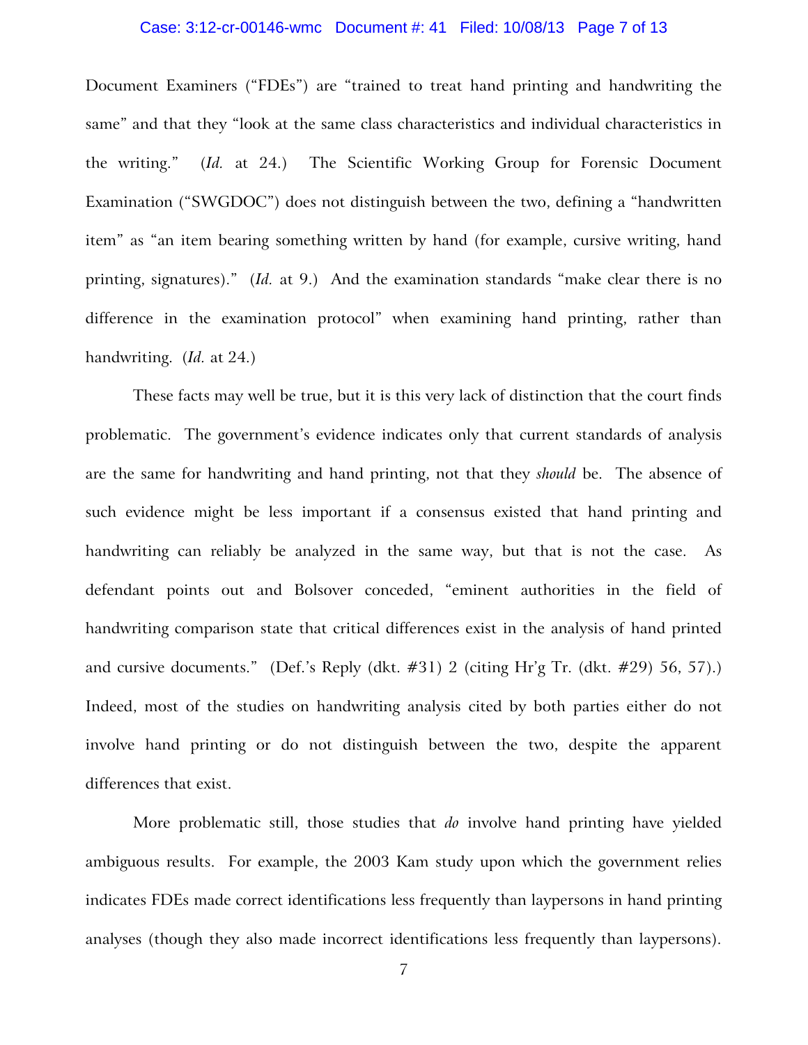Document Examiners ("FDEs") are "trained to treat hand printing and handwriting the same" and that they "look at the same class characteristics and individual characteristics in the writing." (*Id.* at 24.) The Scientific Working Group for Forensic Document Examination ("SWGDOC") does not distinguish between the two, defining a "handwritten item" as "an item bearing something written by hand (for example, cursive writing, hand printing, signatures)." (*Id.* at 9.) And the examination standards "make clear there is no difference in the examination protocol" when examining hand printing, rather than handwriting. (*Id.* at 24.)

These facts may well be true, but it is this very lack of distinction that the court finds problematic. The government's evidence indicates only that current standards of analysis are the same for handwriting and hand printing, not that they *should* be. The absence of such evidence might be less important if a consensus existed that hand printing and handwriting can reliably be analyzed in the same way, but that is not the case. As defendant points out and Bolsover conceded, "eminent authorities in the field of handwriting comparison state that critical differences exist in the analysis of hand printed and cursive documents." (Def.'s Reply (dkt. #31) 2 (citing Hr'g Tr. (dkt. #29) 56, 57).) Indeed, most of the studies on handwriting analysis cited by both parties either do not involve hand printing or do not distinguish between the two, despite the apparent differences that exist.

More problematic still, those studies that *do* involve hand printing have yielded ambiguous results. For example, the 2003 Kam study upon which the government relies indicates FDEs made correct identifications less frequently than laypersons in hand printing analyses (though they also made incorrect identifications less frequently than laypersons).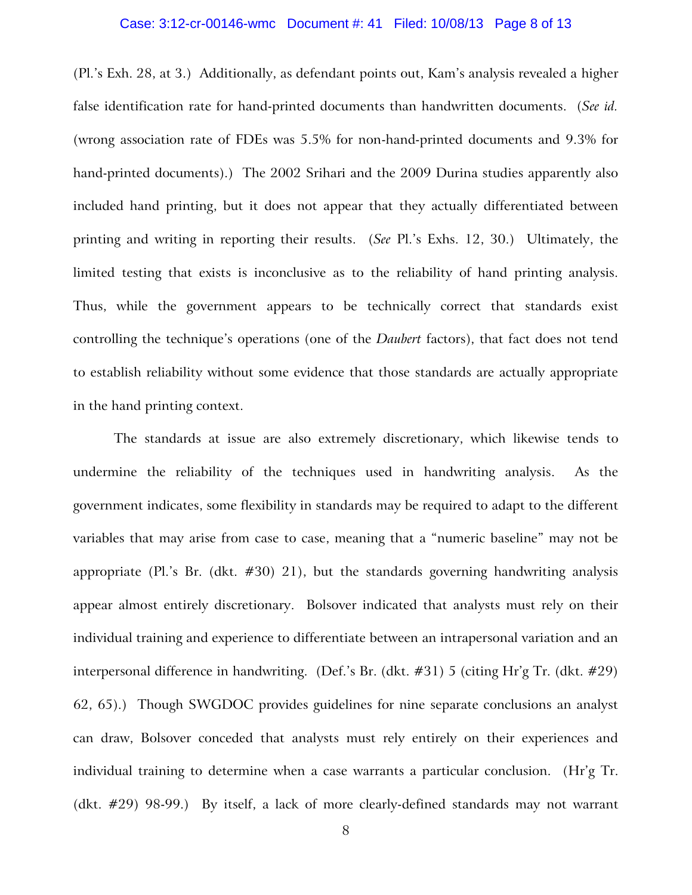(Pl.'s Exh. 28, at 3.) Additionally, as defendant points out, Kam's analysis revealed a higher false identification rate for hand-printed documents than handwritten documents. (*See id.* (wrong association rate of FDEs was 5.5% for non-hand-printed documents and 9.3% for hand-printed documents).) The 2002 Srihari and the 2009 Durina studies apparently also included hand printing, but it does not appear that they actually differentiated between printing and writing in reporting their results. (*See* Pl.'s Exhs. 12, 30.) Ultimately, the limited testing that exists is inconclusive as to the reliability of hand printing analysis. Thus, while the government appears to be technically correct that standards exist controlling the technique's operations (one of the *Daubert* factors), that fact does not tend to establish reliability without some evidence that those standards are actually appropriate in the hand printing context.

The standards at issue are also extremely discretionary, which likewise tends to undermine the reliability of the techniques used in handwriting analysis. As the government indicates, some flexibility in standards may be required to adapt to the different variables that may arise from case to case, meaning that a "numeric baseline" may not be appropriate (Pl.'s Br. (dkt. #30) 21), but the standards governing handwriting analysis appear almost entirely discretionary. Bolsover indicated that analysts must rely on their individual training and experience to differentiate between an intrapersonal variation and an interpersonal difference in handwriting. (Def.'s Br. (dkt. #31) 5 (citing Hr'g Tr. (dkt. #29) 62, 65).) Though SWGDOC provides guidelines for nine separate conclusions an analyst can draw, Bolsover conceded that analysts must rely entirely on their experiences and individual training to determine when a case warrants a particular conclusion. (Hr'g Tr. (dkt. #29) 98-99.) By itself, a lack of more clearly-defined standards may not warrant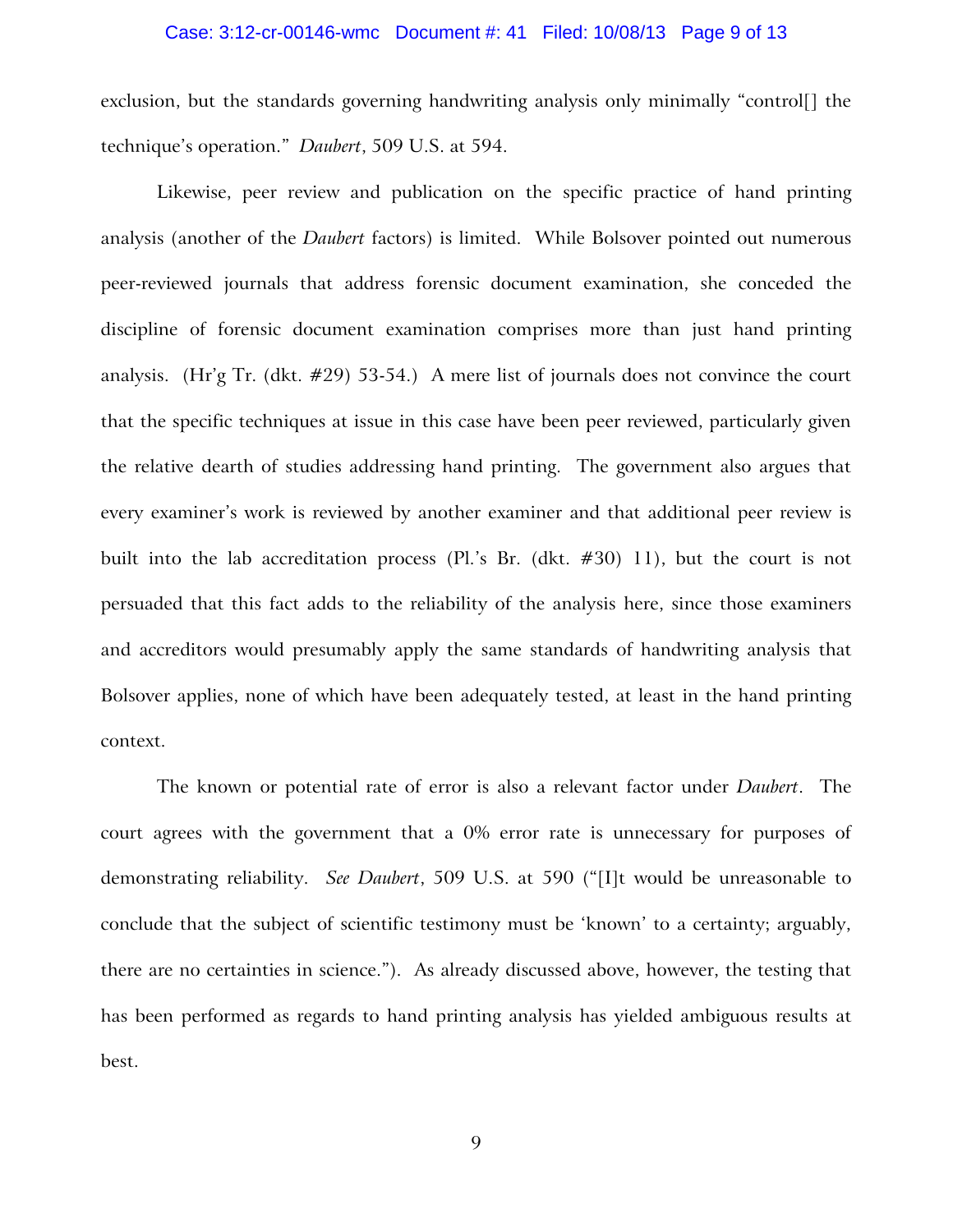exclusion, but the standards governing handwriting analysis only minimally "control[] the technique's operation." *Daubert*, 509 U.S. at 594.

Likewise, peer review and publication on the specific practice of hand printing analysis (another of the *Daubert* factors) is limited. While Bolsover pointed out numerous peer-reviewed journals that address forensic document examination, she conceded the discipline of forensic document examination comprises more than just hand printing analysis. (Hr'g Tr. (dkt. #29) 53-54.) A mere list of journals does not convince the court that the specific techniques at issue in this case have been peer reviewed, particularly given the relative dearth of studies addressing hand printing. The government also argues that every examiner's work is reviewed by another examiner and that additional peer review is built into the lab accreditation process (Pl.'s Br. (dkt. #30) 11), but the court is not persuaded that this fact adds to the reliability of the analysis here, since those examiners and accreditors would presumably apply the same standards of handwriting analysis that Bolsover applies, none of which have been adequately tested, at least in the hand printing context.

The known or potential rate of error is also a relevant factor under *Daubert*. The court agrees with the government that a 0% error rate is unnecessary for purposes of demonstrating reliability. *See Daubert*, 509 U.S. at 590 ("[I]t would be unreasonable to conclude that the subject of scientific testimony must be 'known' to a certainty; arguably, there are no certainties in science."). As already discussed above, however, the testing that has been performed as regards to hand printing analysis has yielded ambiguous results at best.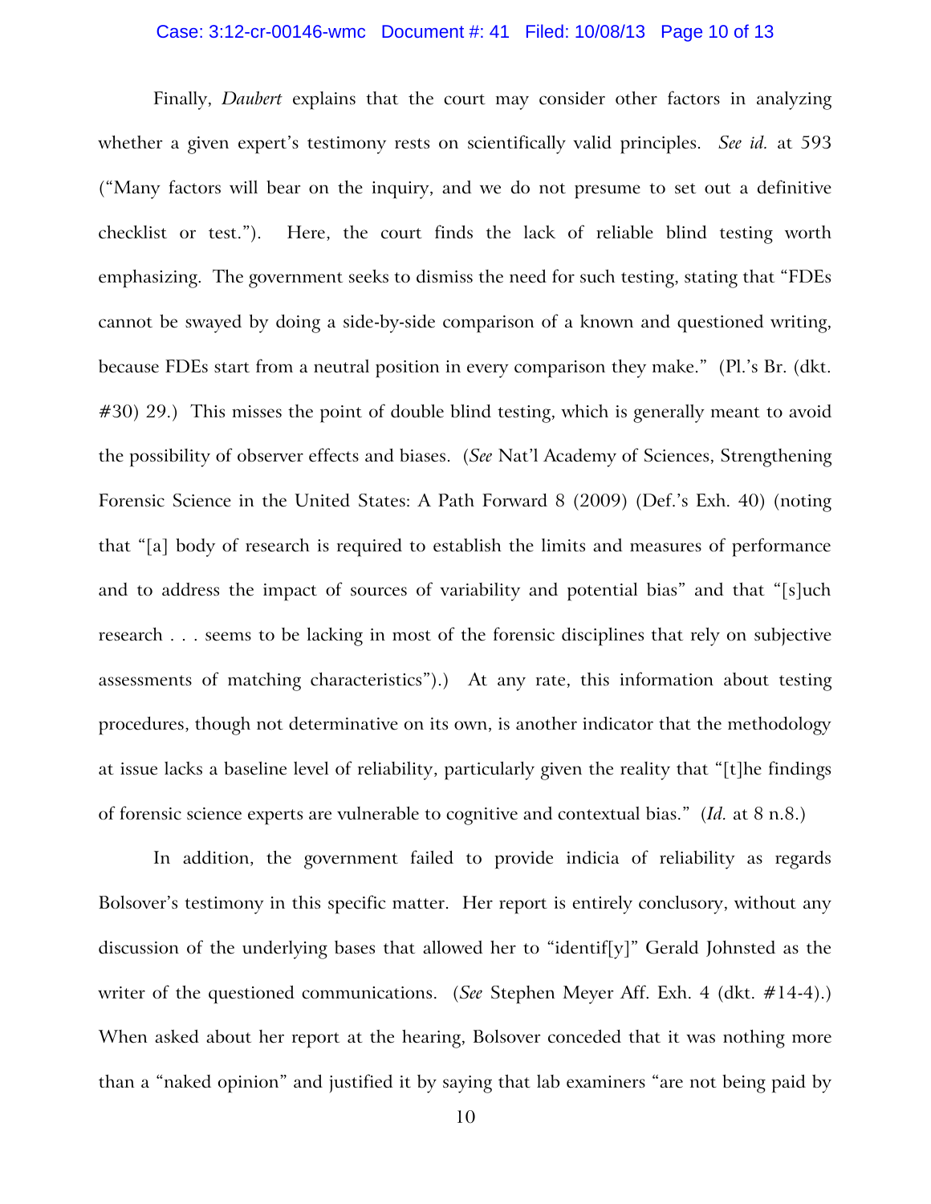Finally, *Daubert* explains that the court may consider other factors in analyzing whether a given expert's testimony rests on scientifically valid principles. *See id.* at 593 ("Many factors will bear on the inquiry, and we do not presume to set out a definitive checklist or test."). Here, the court finds the lack of reliable blind testing worth emphasizing. The government seeks to dismiss the need for such testing, stating that "FDEs cannot be swayed by doing a side-by-side comparison of a known and questioned writing, because FDEs start from a neutral position in every comparison they make." (Pl.'s Br. (dkt. #30) 29.) This misses the point of double blind testing, which is generally meant to avoid the possibility of observer effects and biases. (*See* Nat'l Academy of Sciences, Strengthening Forensic Science in the United States: A Path Forward 8 (2009) (Def.'s Exh. 40) (noting that "[a] body of research is required to establish the limits and measures of performance and to address the impact of sources of variability and potential bias" and that "[s]uch research . . . seems to be lacking in most of the forensic disciplines that rely on subjective assessments of matching characteristics").) At any rate, this information about testing procedures, though not determinative on its own, is another indicator that the methodology at issue lacks a baseline level of reliability, particularly given the reality that "[t]he findings of forensic science experts are vulnerable to cognitive and contextual bias." (*Id.* at 8 n.8.)

In addition, the government failed to provide indicia of reliability as regards Bolsover's testimony in this specific matter. Her report is entirely conclusory, without any discussion of the underlying bases that allowed her to "identif[y]" Gerald Johnsted as the writer of the questioned communications. (*See* Stephen Meyer Aff. Exh. 4 (dkt. #14-4).) When asked about her report at the hearing, Bolsover conceded that it was nothing more than a "naked opinion" and justified it by saying that lab examiners "are not being paid by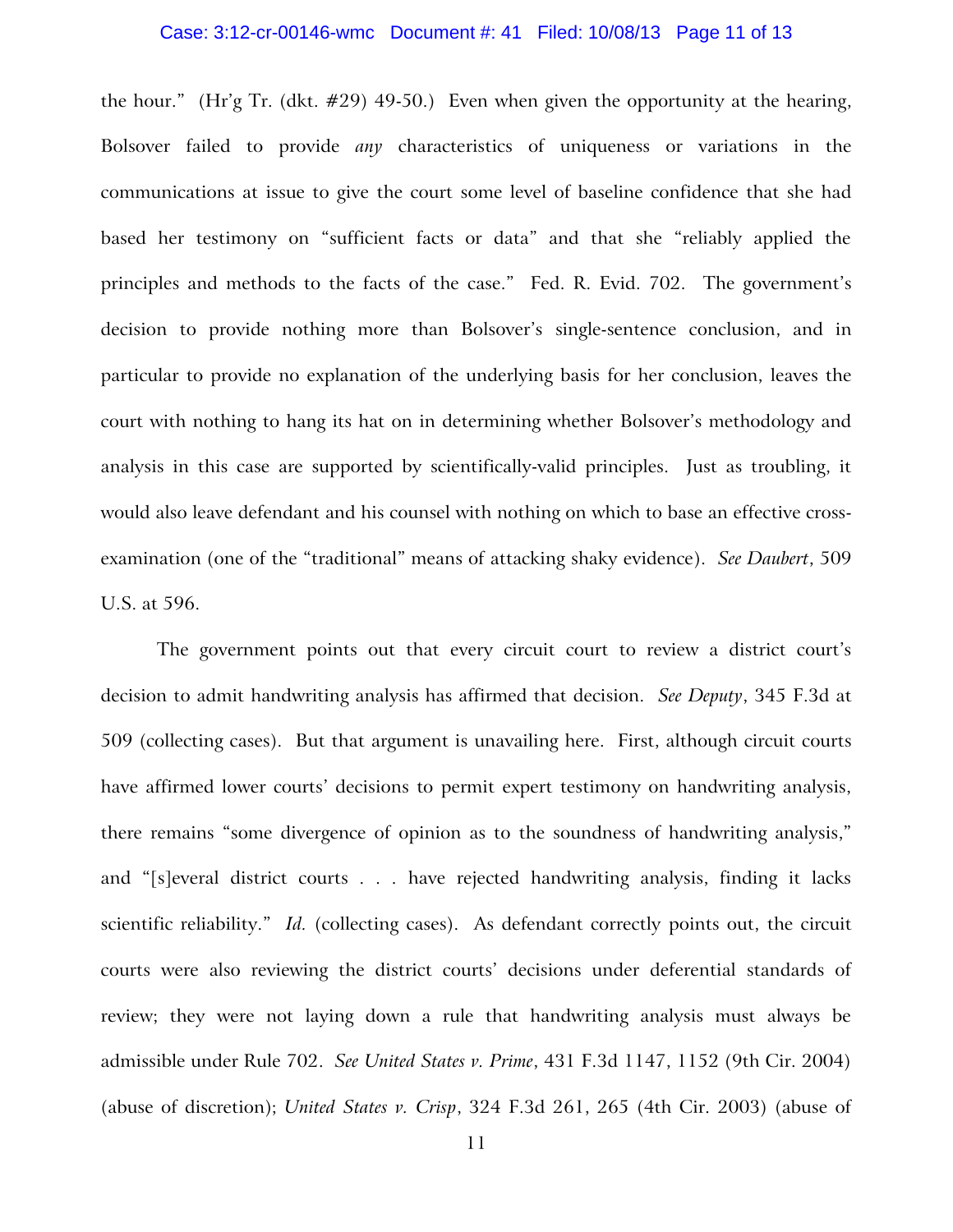the hour." (Hr'g Tr. (dkt. #29) 49-50.) Even when given the opportunity at the hearing, Bolsover failed to provide *any* characteristics of uniqueness or variations in the communications at issue to give the court some level of baseline confidence that she had based her testimony on "sufficient facts or data" and that she "reliably applied the principles and methods to the facts of the case." Fed. R. Evid. 702. The government's decision to provide nothing more than Bolsover's single-sentence conclusion, and in particular to provide no explanation of the underlying basis for her conclusion, leaves the court with nothing to hang its hat on in determining whether Bolsover's methodology and analysis in this case are supported by scientifically-valid principles. Just as troubling, it would also leave defendant and his counsel with nothing on which to base an effective cross-examination (one of the "traditional" means of attacking shaky evidence). *See Daubert*, 509 U.S. at 596.

The government points out that every circuit court to review a district court's decision to admit handwriting analysis has affirmed that decision. *See Deputy*, 345 F.3d at 509 (collecting cases). But that argument is unavailing here. First, although circuit courts have affirmed lower courts' decisions to permit expert testimony on handwriting analysis, there remains "some divergence of opinion as to the soundness of handwriting analysis," and "[s]everal district courts . . . have rejected handwriting analysis, finding it lacks scientific reliability." *Id.* (collecting cases). As defendant correctly points out, the circuit courts were also reviewing the district courts' decisions under deferential standards of review; they were not laying down a rule that handwriting analysis must always be admissible under Rule 702. *See United States v. Prime*, 431 F.3d 1147, 1152 (9th Cir. 2004) (abuse of discretion); *United States v. Crisp*, 324 F.3d 261, 265 (4th Cir. 2003) (abuse of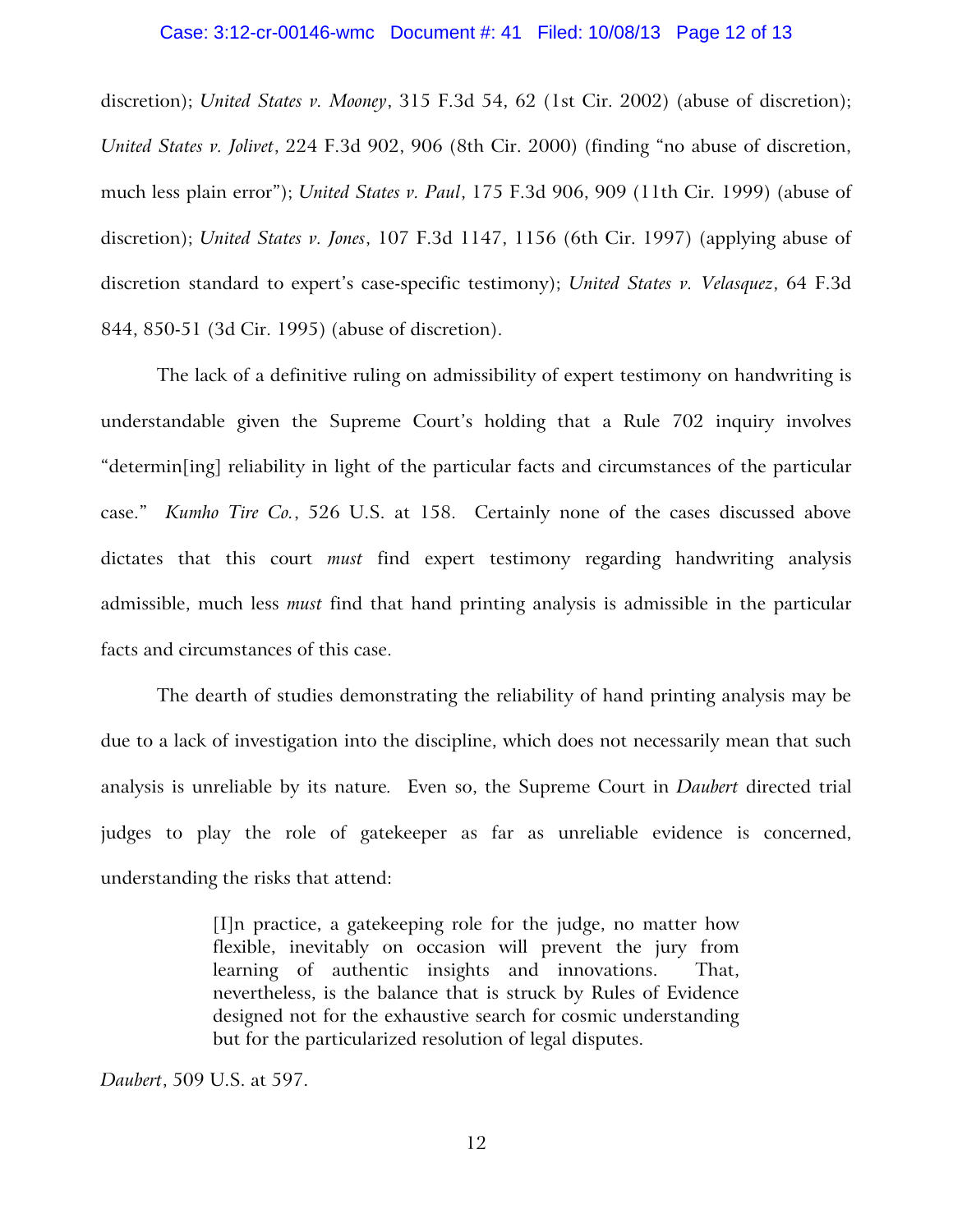discretion); *United States v. Mooney*, 315 F.3d 54, 62 (1st Cir. 2002) (abuse of discretion); *United States v. Jolivet*, 224 F.3d 902, 906 (8th Cir. 2000) (finding "no abuse of discretion, much less plain error"); *United States v. Paul*, 175 F.3d 906, 909 (11th Cir. 1999) (abuse of discretion); *United States v. Jones*, 107 F.3d 1147, 1156 (6th Cir. 1997) (applying abuse of discretion standard to expert's case-specific testimony); *United States v. Velasquez*, 64 F.3d 844, 850-51 (3d Cir. 1995) (abuse of discretion).

The lack of a definitive ruling on admissibility of expert testimony on handwriting is understandable given the Supreme Court's holding that a Rule 702 inquiry involves "determin[ing] reliability in light of the particular facts and circumstances of the particular case." *Kumho Tire Co.*, 526 U.S. at 158. Certainly none of the cases discussed above dictates that this court *must* find expert testimony regarding handwriting analysis admissible, much less *must* find that hand printing analysis is admissible in the particular facts and circumstances of this case.

The dearth of studies demonstrating the reliability of hand printing analysis may be due to a lack of investigation into the discipline, which does not necessarily mean that such analysis is unreliable by its nature. Even so, the Supreme Court in *Daubert* directed trial judges to play the role of gatekeeper as far as unreliable evidence is concerned, understanding the risks that attend:

> [I]n practice, a gatekeeping role for the judge, no matter how flexible, inevitably on occasion will prevent the jury from learning of authentic insights and innovations. That, nevertheless, is the balance that is struck by Rules of Evidence designed not for the exhaustive search for cosmic understanding but for the particularized resolution of legal disputes.

*Daubert*, 509 U.S. at 597.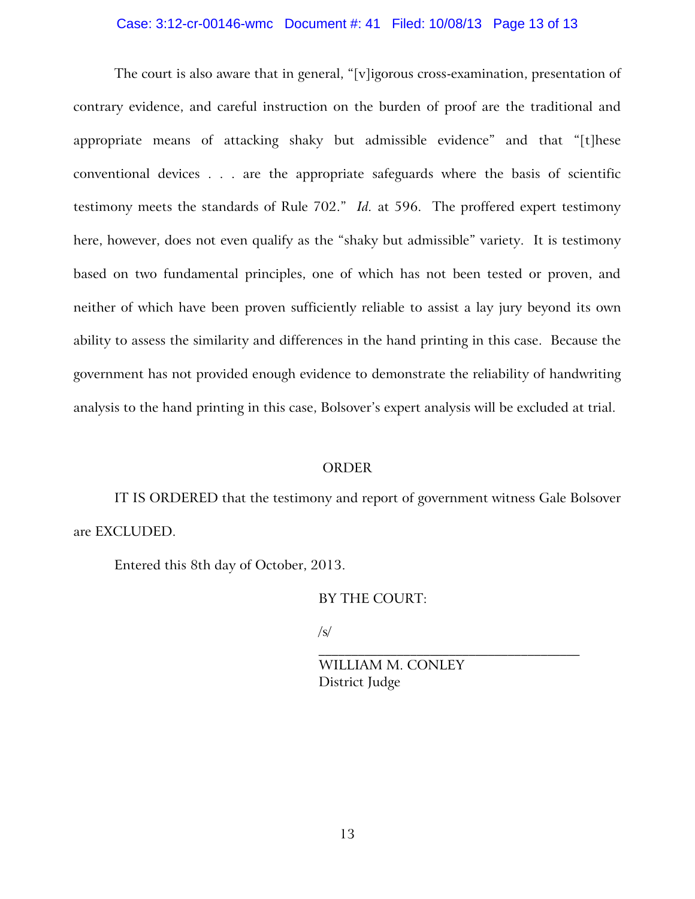The court is also aware that in general, "[v]igorous cross-examination, presentation of contrary evidence, and careful instruction on the burden of proof are the traditional and appropriate means of attacking shaky but admissible evidence" and that "[t]hese conventional devices . . . are the appropriate safeguards where the basis of scientific testimony meets the standards of Rule 702." *Id.* at 596. The proffered expert testimony here, however, does not even qualify as the "shaky but admissible" variety. It is testimony based on two fundamental principles, one of which has not been tested or proven, and neither of which have been proven sufficiently reliable to assist a lay jury beyond its own ability to assess the similarity and differences in the hand printing in this case. Because the government has not provided enough evidence to demonstrate the reliability of handwriting analysis to the hand printing in this case, Bolsover's expert analysis will be excluded at trial.

ORDER

IT IS ORDERED that the testimony and report of government witness Gale Bolsover are EXCLUDED.

Entered this 8th day of October, 2013.

BY THE COURT:

/s/

WILLIAM M. CONLEY
District Judge